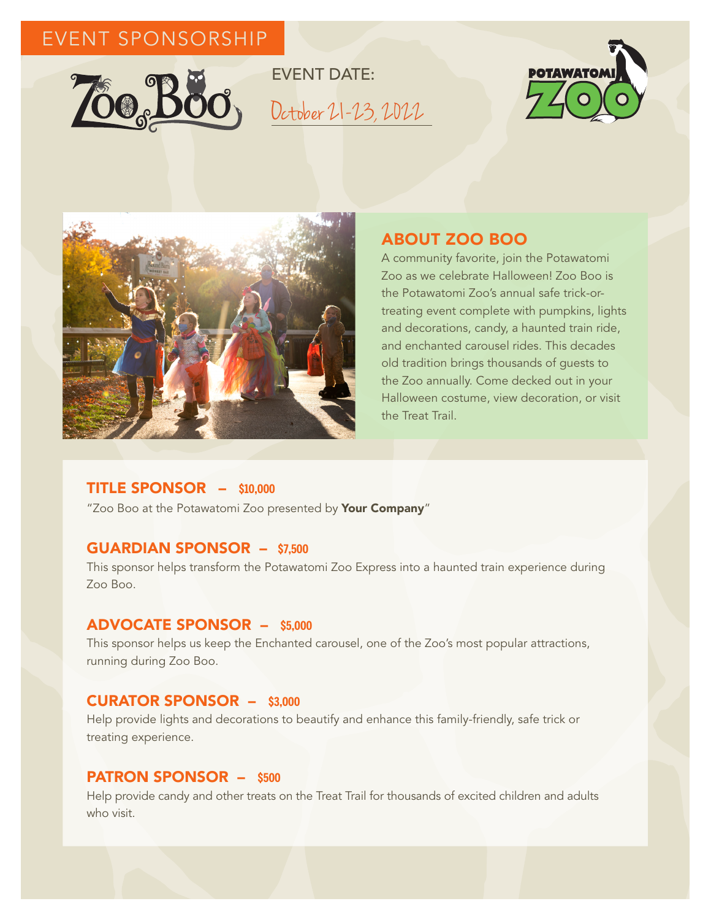EVENT SPONSORSHIP

Zoo Boo

EVENT DATE:

October 21-23, 2022

POTAWATOMI ZOO

## ABOUT ZOO BOO

A community favorite, join the Potawatomi Zoo as we celebrate Halloween! Zoo Boo is the Potawatomi Zoo's annual safe trick-or-treating event complete with pumpkins, lights and decorations, candy, a haunted train ride, and enchanted carousel rides. This decades old tradition brings thousands of guests to the Zoo annually. Come decked out in your Halloween costume, view decoration, or visit the Treat Trail.

## TITLE SPONSOR – $10,000

"Zoo Boo at the Potawatomi Zoo presented by **Your Company**"

## GUARDIAN SPONSOR – $7,500

This sponsor helps transform the Potawatomi Zoo Express into a haunted train experience during Zoo Boo.

## ADVOCATE SPONSOR – $5,000

This sponsor helps us keep the Enchanted carousel, one of the Zoo's most popular attractions, running during Zoo Boo.

## CURATOR SPONSOR – $3,000

Help provide lights and decorations to beautify and enhance this family-friendly, safe trick or treating experience.

## PATRON SPONSOR – $500

Help provide candy and other treats on the Treat Trail for thousands of excited children and adults who visit.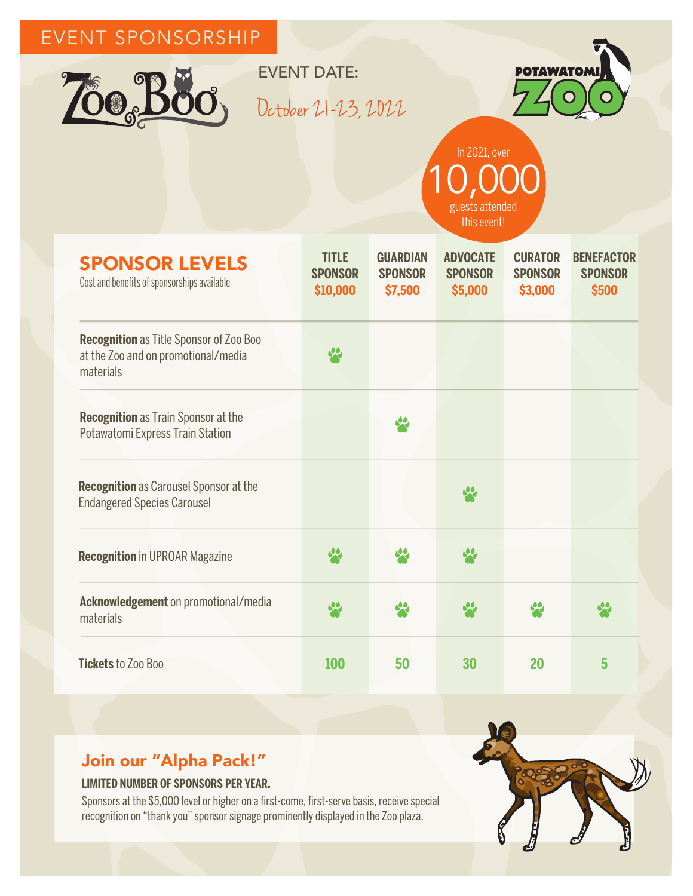EVENT SPONSORSHIP

Zoo Boo

EVENT DATE:

October 21-23, 2022

POTAWATOMI ZOO

In 2021, over 10,000 guests attended this event!

## SPONSOR LEVELS

Cost and benefits of sponsorships available

| | TITLE SPONSOR $10,000 | GUARDIAN SPONSOR $7,500 | ADVOCATE SPONSOR $5,000 | CURATOR SPONSOR $3,000 | BENEFACTOR SPONSOR $500 |
|---|---|---|---|---|---|
| **Recognition** as Title Sponsor of Zoo Boo at the Zoo and on promotional/media materials | ✓ | | | | |
| **Recognition** as Train Sponsor at the Potawatomi Express Train Station | | ✓ | | | |
| **Recognition** as Carousel Sponsor at the Endangered Species Carousel | | | ✓ | | |
| **Recognition** in UPROAR Magazine | ✓ | ✓ | ✓ | | |
| **Acknowledgement** on promotional/media materials | ✓ | ✓ | ✓ | ✓ | ✓ |
| **Tickets** to Zoo Boo | 100 | 50 | 30 | 20 | 5 |

## Join our "Alpha Pack!"

**LIMITED NUMBER OF SPONSORS PER YEAR.**

Sponsors at the $5,000 level or higher on a first-come, first-serve basis, receive special recognition on "thank you" sponsor signage prominently displayed in the Zoo plaza.